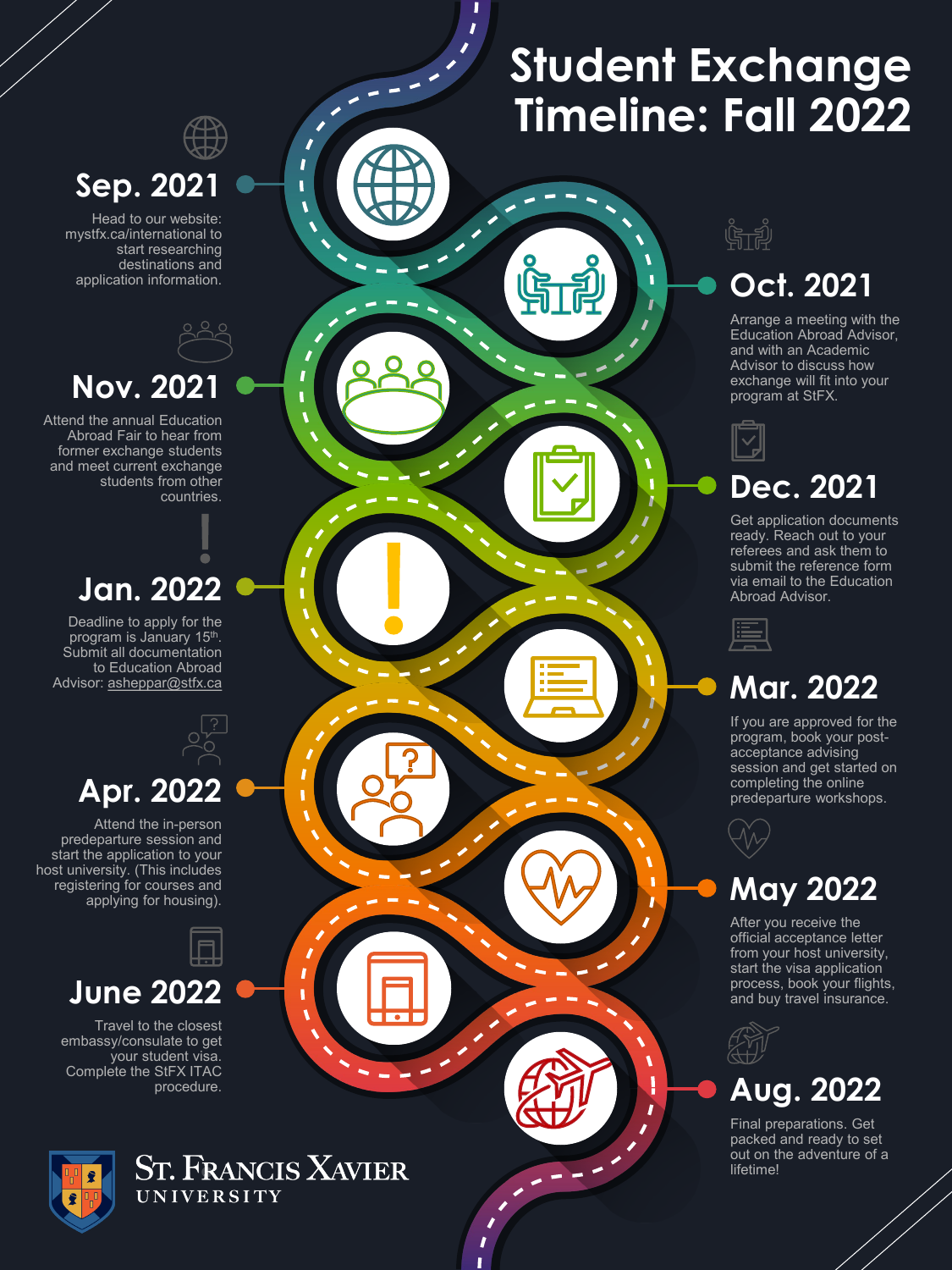# Student Exchange Timeline: Fall 2022

## Sep. 2021

Head to our website: mystfx.ca/international to start researching destinations and application information.

## Oct. 2021

Arrange a meeting with the Education Abroad Advisor, and with an Academic Advisor to discuss how exchange will fit into your program at StFX.

## Nov. 2021

Attend the annual Education Abroad Fair to hear from former exchange students and meet current exchange students from other countries.

## Dec. 2021

Get application documents ready. Reach out to your referees and ask them to submit the reference form via email to the Education Abroad Advisor.

## Jan. 2022

Deadline to apply for the program is January 15th. Submit all documentation to Education Abroad Advisor: asheppar@stfx.ca

## Mar. 2022

If you are approved for the program, book your post-acceptance advising session and get started on completing the online predeparture workshops.

## Apr. 2022

Attend the in-person predeparture session and start the application to your host university. (This includes registering for courses and applying for housing).

## May 2022

After you receive the official acceptance letter from your host university, start the visa application process, book your flights, and buy travel insurance.

## June 2022

Travel to the closest embassy/consulate to get your student visa. Complete the StFX ITAC procedure.

## Aug. 2022

Final preparations. Get packed and ready to set out on the adventure of a lifetime!

St. Francis Xavier University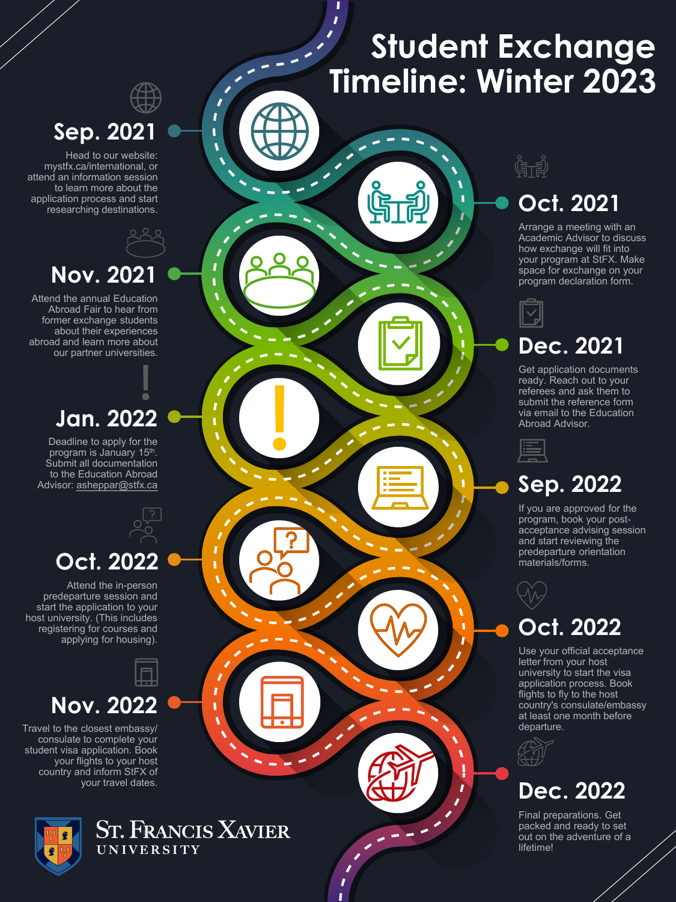# Student Exchange Timeline: Winter 2023

## Sep. 2021

Head to our website: mystfx.ca/international, or attend an information session to learn more about the application process and start researching destinations.

## Oct. 2021

Arrange a meeting with an Academic Advisor to discuss how exchange will fit into your program at StFX. Make space for exchange on your program declaration form.

## Nov. 2021

Attend the annual Education Abroad Fair to hear from former exchange students about their experiences abroad and learn more about our partner universities.

## Dec. 2021

Get application documents ready. Reach out to your referees and ask them to submit the reference form via email to the Education Abroad Advisor.

## Jan. 2022

Deadline to apply for the program is January 15th. Submit all documentation to the Education Abroad Advisor: asheppar@stfx.ca

## Sep. 2022

If you are approved for the program, book your post-acceptance advising session and start reviewing the predeparture orientation materials/forms.

## Oct. 2022

Attend the in-person predeparture session and start the application to your host university. (This includes registering for courses and applying for housing).

## Oct. 2022

Use your official acceptance letter from your host university to start the visa application process. Book flights to fly to the host country's consulate/embassy at least one month before departure.

## Nov. 2022

Travel to the closest embassy/consulate to complete your student visa application. Book your flights to your host country and inform StFX of your travel dates.

## Dec. 2022

Final preparations. Get packed and ready to set out on the adventure of a lifetime!

St. Francis Xavier University